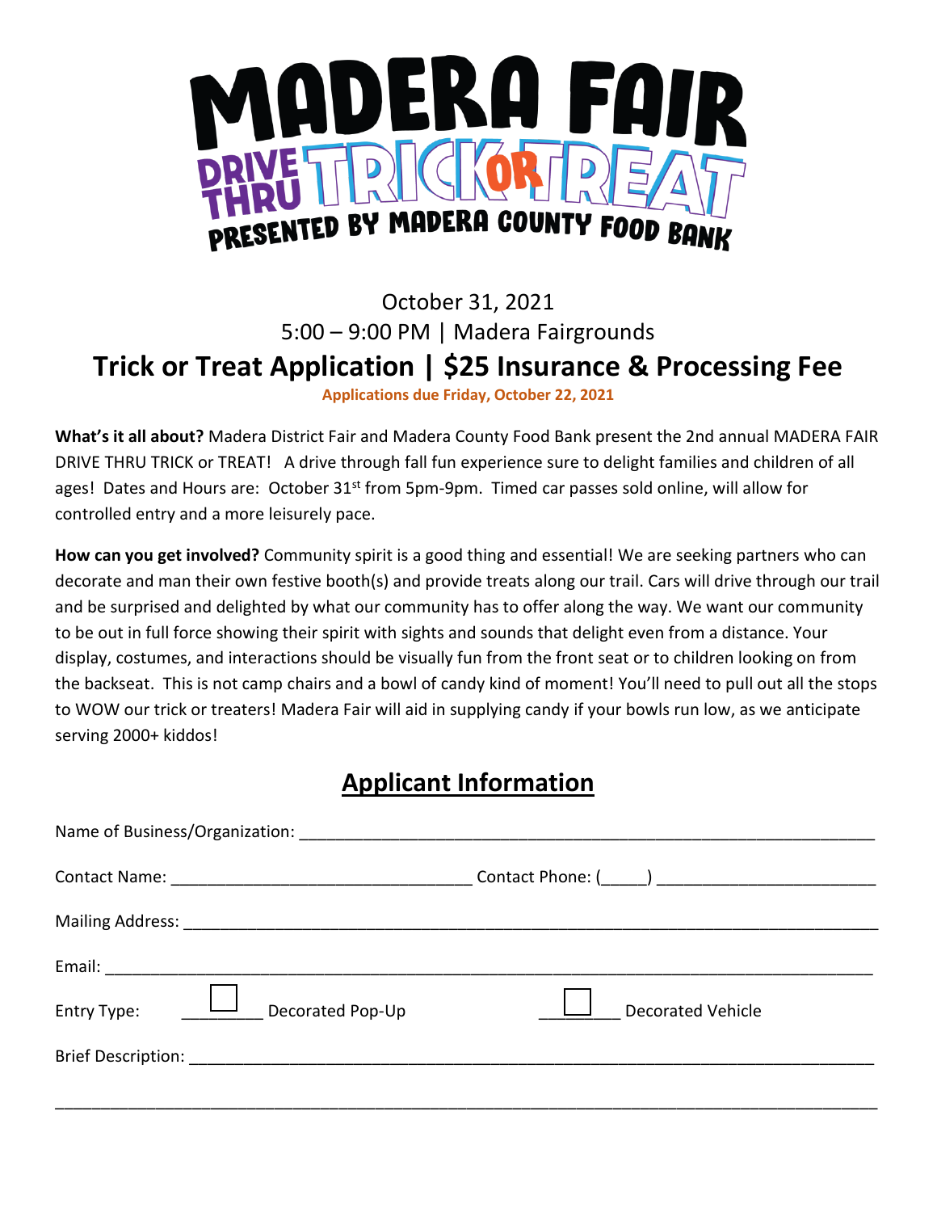# MADERA FAIR DRIVE THRU TRICK OR TREAT

PRESENTED BY MADERA COUNTY FOOD BANK

October 31, 2021

5:00 – 9:00 PM | Madera Fairgrounds

## Trick or Treat Application | $25 Insurance & Processing Fee

**Applications due Friday, October 22, 2021**

**What's it all about?** Madera District Fair and Madera County Food Bank present the 2nd annual MADERA FAIR DRIVE THRU TRICK or TREAT! A drive through fall fun experience sure to delight families and children of all ages! Dates and Hours are: October 31st from 5pm-9pm. Timed car passes sold online, will allow for controlled entry and a more leisurely pace.

**How can you get involved?** Community spirit is a good thing and essential! We are seeking partners who can decorate and man their own festive booth(s) and provide treats along our trail. Cars will drive through our trail and be surprised and delighted by what our community has to offer along the way. We want our community to be out in full force showing their spirit with sights and sounds that delight even from a distance. Your display, costumes, and interactions should be visually fun from the front seat or to children looking on from the backseat. This is not camp chairs and a bowl of candy kind of moment! You'll need to pull out all the stops to WOW our trick or treaters! Madera Fair will aid in supplying candy if your bowls run low, as we anticipate serving 2000+ kiddos!

## Applicant Information

Name of Business/Organization: ___________________________________________

Contact Name: ______________________________ Contact Phone: (_____) ______________________

Mailing Address: ___________________________________________________________

Email: _________________________________________________________________

Entry Type: ☐ Decorated Pop-Up ☐ Decorated Vehicle

Brief Description: ___________________________________________________________

_____________________________________________________________________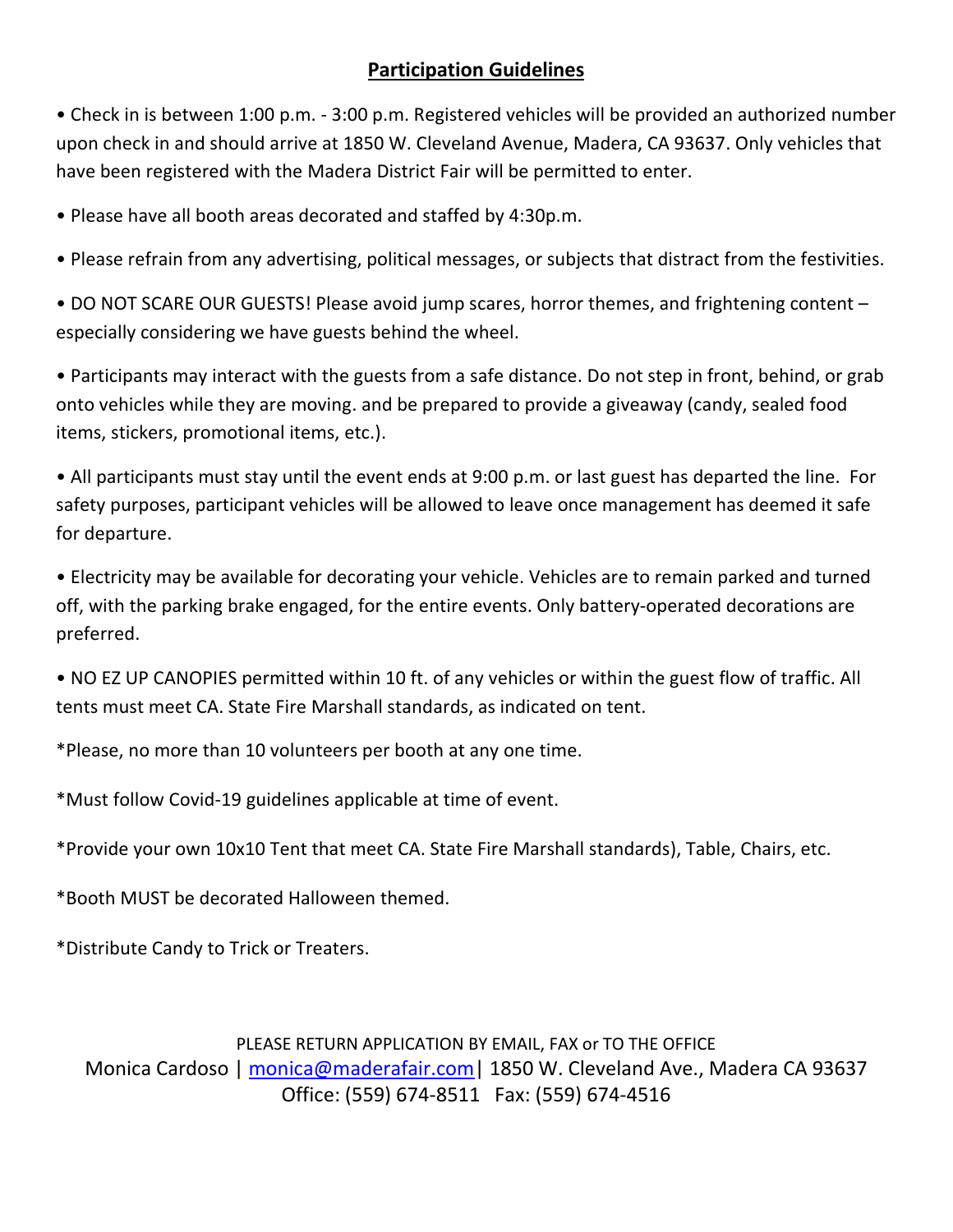## **Participation Guidelines**

- Check in is between 1:00 p.m. - 3:00 p.m. Registered vehicles will be provided an authorized number upon check in and should arrive at 1850 W. Cleveland Avenue, Madera, CA 93637. Only vehicles that have been registered with the Madera District Fair will be permitted to enter.
- Please have all booth areas decorated and staffed by 4:30p.m.
- Please refrain from any advertising, political messages, or subjects that distract from the festivities.
- DO NOT SCARE OUR GUESTS! Please avoid jump scares, horror themes, and frightening content – especially considering we have guests behind the wheel.
- Participants may interact with the guests from a safe distance. Do not step in front, behind, or grab onto vehicles while they are moving. and be prepared to provide a giveaway (candy, sealed food items, stickers, promotional items, etc.).
- All participants must stay until the event ends at 9:00 p.m. or last guest has departed the line. For safety purposes, participant vehicles will be allowed to leave once management has deemed it safe for departure.
- Electricity may be available for decorating your vehicle. Vehicles are to remain parked and turned off, with the parking brake engaged, for the entire events. Only battery-operated decorations are preferred.
- NO EZ UP CANOPIES permitted within 10 ft. of any vehicles or within the guest flow of traffic. All tents must meet CA. State Fire Marshall standards, as indicated on tent.

*Please, no more than 10 volunteers per booth at any one time.

*Must follow Covid-19 guidelines applicable at time of event.

*Provide your own 10x10 Tent that meet CA. State Fire Marshall standards), Table, Chairs, etc.

*Booth MUST be decorated Halloween themed.

*Distribute Candy to Trick or Treaters.

PLEASE RETURN APPLICATION BY EMAIL, FAX or TO THE OFFICE

Monica Cardoso | monica@maderafair.com| 1850 W. Cleveland Ave., Madera CA 93637

Office: (559) 674-8511 Fax: (559) 674-4516